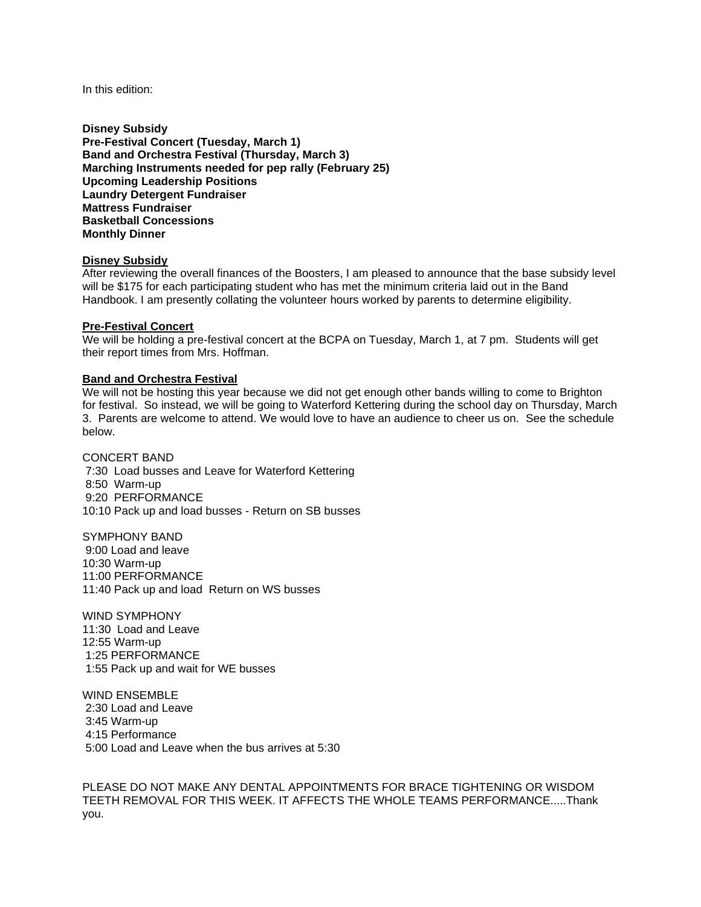In this edition:

**Disney Subsidy**
**Pre-Festival Concert (Tuesday, March 1)**
**Band and Orchestra Festival (Thursday, March 3)**
**Marching Instruments needed for pep rally (February 25)**
**Upcoming Leadership Positions**
**Laundry Detergent Fundraiser**
**Mattress Fundraiser**
**Basketball Concessions**
**Monthly Dinner**

## Disney Subsidy

After reviewing the overall finances of the Boosters, I am pleased to announce that the base subsidy level will be $175 for each participating student who has met the minimum criteria laid out in the Band Handbook. I am presently collating the volunteer hours worked by parents to determine eligibility.

## Pre-Festival Concert

We will be holding a pre-festival concert at the BCPA on Tuesday, March 1, at 7 pm. Students will get their report times from Mrs. Hoffman.

## Band and Orchestra Festival

We will not be hosting this year because we did not get enough other bands willing to come to Brighton for festival. So instead, we will be going to Waterford Kettering during the school day on Thursday, March 3. Parents are welcome to attend. We would love to have an audience to cheer us on. See the schedule below.

CONCERT BAND
7:30 Load busses and Leave for Waterford Kettering
8:50 Warm-up
9:20 PERFORMANCE
10:10 Pack up and load busses - Return on SB busses

SYMPHONY BAND
9:00 Load and leave
10:30 Warm-up
11:00 PERFORMANCE
11:40 Pack up and load Return on WS busses

WIND SYMPHONY
11:30 Load and Leave
12:55 Warm-up
1:25 PERFORMANCE
1:55 Pack up and wait for WE busses

WIND ENSEMBLE
2:30 Load and Leave
3:45 Warm-up
4:15 Performance
5:00 Load and Leave when the bus arrives at 5:30

PLEASE DO NOT MAKE ANY DENTAL APPOINTMENTS FOR BRACE TIGHTENING OR WISDOM TEETH REMOVAL FOR THIS WEEK. IT AFFECTS THE WHOLE TEAMS PERFORMANCE.....Thank you.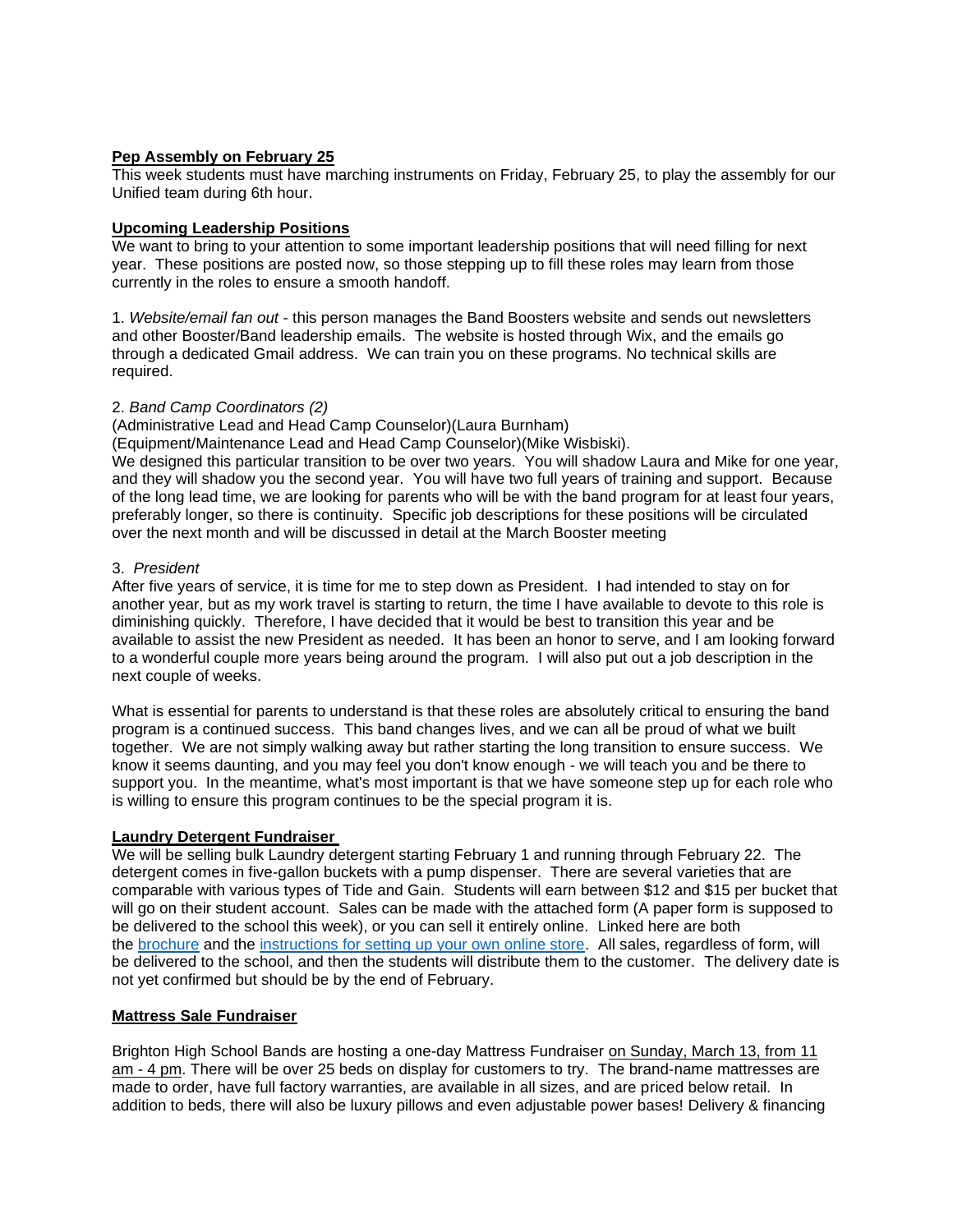**Pep Assembly on February 25**

This week students must have marching instruments on Friday, February 25, to play the assembly for our Unified team during 6th hour.

**Upcoming Leadership Positions**

We want to bring to your attention to some important leadership positions that will need filling for next year. These positions are posted now, so those stepping up to fill these roles may learn from those currently in the roles to ensure a smooth handoff.

1. *Website/email fan out* - this person manages the Band Boosters website and sends out newsletters and other Booster/Band leadership emails. The website is hosted through Wix, and the emails go through a dedicated Gmail address. We can train you on these programs. No technical skills are required.

2. *Band Camp Coordinators (2)*
(Administrative Lead and Head Camp Counselor)(Laura Burnham)
(Equipment/Maintenance Lead and Head Camp Counselor)(Mike Wisbiski).
We designed this particular transition to be over two years. You will shadow Laura and Mike for one year, and they will shadow you the second year. You will have two full years of training and support. Because of the long lead time, we are looking for parents who will be with the band program for at least four years, preferably longer, so there is continuity. Specific job descriptions for these positions will be circulated over the next month and will be discussed in detail at the March Booster meeting

3. *President*
After five years of service, it is time for me to step down as President. I had intended to stay on for another year, but as my work travel is starting to return, the time I have available to devote to this role is diminishing quickly. Therefore, I have decided that it would be best to transition this year and be available to assist the new President as needed. It has been an honor to serve, and I am looking forward to a wonderful couple more years being around the program. I will also put out a job description in the next couple of weeks.

What is essential for parents to understand is that these roles are absolutely critical to ensuring the band program is a continued success. This band changes lives, and we can all be proud of what we built together. We are not simply walking away but rather starting the long transition to ensure success. We know it seems daunting, and you may feel you don't know enough - we will teach you and be there to support you. In the meantime, what's most important is that we have someone step up for each role who is willing to ensure this program continues to be the special program it is.

**Laundry Detergent Fundraiser**

We will be selling bulk Laundry detergent starting February 1 and running through February 22. The detergent comes in five-gallon buckets with a pump dispenser. There are several varieties that are comparable with various types of Tide and Gain. Students will earn between $12 and $15 per bucket that will go on their student account. Sales can be made with the attached form (A paper form is supposed to be delivered to the school this week), or you can sell it entirely online. Linked here are both the brochure and the instructions for setting up your own online store. All sales, regardless of form, will be delivered to the school, and then the students will distribute them to the customer. The delivery date is not yet confirmed but should be by the end of February.

**Mattress Sale Fundraiser**

Brighton High School Bands are hosting a one-day Mattress Fundraiser on Sunday, March 13, from 11 am - 4 pm. There will be over 25 beds on display for customers to try. The brand-name mattresses are made to order, have full factory warranties, are available in all sizes, and are priced below retail. In addition to beds, there will also be luxury pillows and even adjustable power bases! Delivery & financing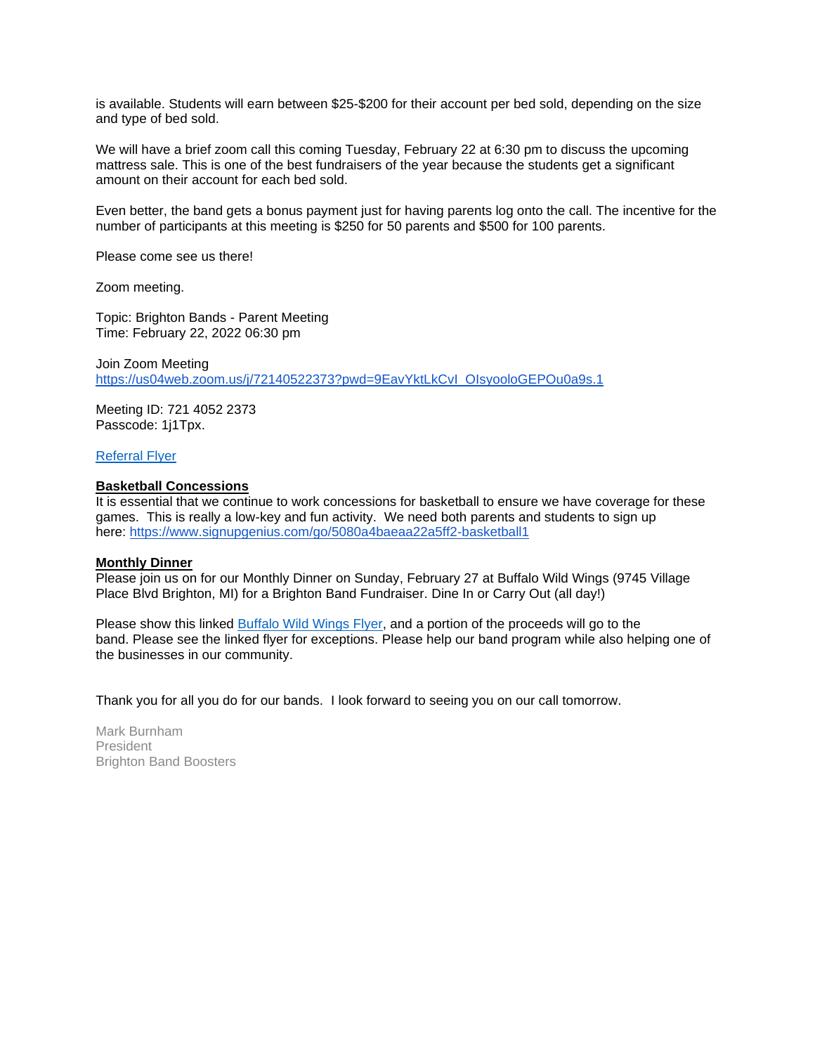is available. Students will earn between $25-$200 for their account per bed sold, depending on the size and type of bed sold.

We will have a brief zoom call this coming Tuesday, February 22 at 6:30 pm to discuss the upcoming mattress sale. This is one of the best fundraisers of the year because the students get a significant amount on their account for each bed sold.

Even better, the band gets a bonus payment just for having parents log onto the call. The incentive for the number of participants at this meeting is $250 for 50 parents and $500 for 100 parents.

Please come see us there!

Zoom meeting.

Topic: Brighton Bands - Parent Meeting
Time: February 22, 2022 06:30 pm

Join Zoom Meeting
https://us04web.zoom.us/j/72140522373?pwd=9EavYktLkCvI_OIsyooloGEPOu0a9s.1

Meeting ID: 721 4052 2373
Passcode: 1j1Tpx.

Referral Flyer

**Basketball Concessions**
It is essential that we continue to work concessions for basketball to ensure we have coverage for these games. This is really a low-key and fun activity. We need both parents and students to sign up here: https://www.signupgenius.com/go/5080a4baeaa22a5ff2-basketball1

**Monthly Dinner**
Please join us on for our Monthly Dinner on Sunday, February 27 at Buffalo Wild Wings (9745 Village Place Blvd Brighton, MI) for a Brighton Band Fundraiser. Dine In or Carry Out (all day!)

Please show this linked Buffalo Wild Wings Flyer, and a portion of the proceeds will go to the band. Please see the linked flyer for exceptions. Please help our band program while also helping one of the businesses in our community.

Thank you for all you do for our bands. I look forward to seeing you on our call tomorrow.

Mark Burnham
President
Brighton Band Boosters